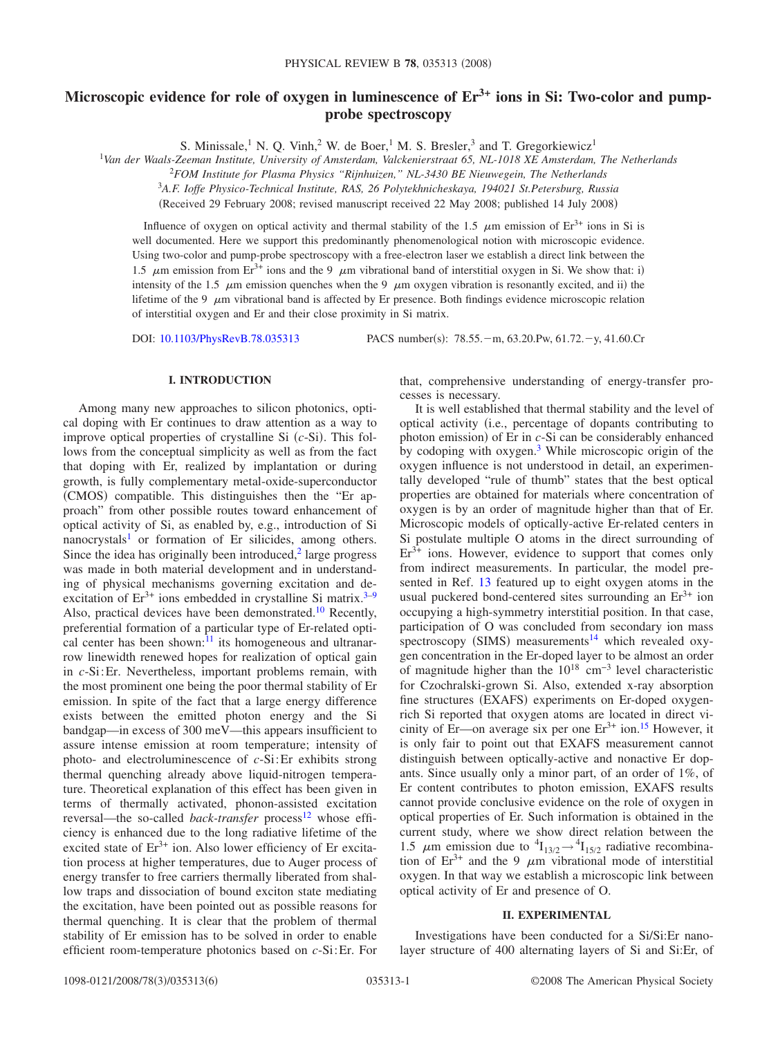# Microscopic evidence for role of oxygen in luminescence of $Er^{3+}$ ions in Si: Two-color and pump-probe spectroscopy

S. Minissale,[1] N. Q. Vinh,[2] W. de Boer,[1] M. S. Bresler,[3] and T. Gregorkiewicz[1]

[1]*Van der Waals-Zeeman Institute, University of Amsterdam, Valckenierstraat 65, NL-1018 XE Amsterdam, The Netherlands*

[2]*FOM Institute for Plasma Physics "Rijnhuizen," NL-3430 BE Nieuwegein, The Netherlands*

[3]*A.F. Ioffe Physico-Technical Institute, RAS, 26 Polytekhnicheskaya, 194021 St.Petersburg, Russia*

(Received 29 February 2008; revised manuscript received 22 May 2008; published 14 July 2008)

Influence of oxygen on optical activity and thermal stability of the 1.5 $\mu$m emission of $Er^{3+}$ ions in Si is well documented. Here we support this predominantly phenomenological notion with microscopic evidence. Using two-color and pump-probe spectroscopy with a free-electron laser we establish a direct link between the 1.5 $\mu$m emission from $Er^{3+}$ ions and the 9 $\mu$m vibrational band of interstitial oxygen in Si. We show that: i) intensity of the 1.5 $\mu$m emission quenches when the 9 $\mu$m oxygen vibration is resonantly excited, and ii) the lifetime of the 9 $\mu$m vibrational band is affected by Er presence. Both findings evidence microscopic relation of interstitial oxygen and Er and their close proximity in Si matrix.

DOI: 10.1103/PhysRevB.78.035313 PACS number(s): 78.55.−m, 63.20.Pw, 61.72.−y, 41.60.Cr

## I. INTRODUCTION

Among many new approaches to silicon photonics, optical doping with Er continues to draw attention as a way to improve optical properties of crystalline Si (*c*-Si). This follows from the conceptual simplicity as well as from the fact that doping with Er, realized by implantation or during growth, is fully complementary metal-oxide-superconductor (CMOS) compatible. This distinguishes then the "Er approach" from other possible routes toward enhancement of optical activity of Si, as enabled by, e.g., introduction of Si nanocrystals[1] or formation of Er silicides, among others. Since the idea has originally been introduced,[2] large progress was made in both material development and in understanding of physical mechanisms governing excitation and deexcitation of $Er^{3+}$ ions embedded in crystalline Si matrix.[3–9] Also, practical devices have been demonstrated.[10] Recently, preferential formation of a particular type of Er-related optical center has been shown:[11] its homogeneous and ultranarrow linewidth renewed hopes for realization of optical gain in *c*-Si:Er. Nevertheless, important problems remain, with the most prominent one being the poor thermal stability of Er emission. In spite of the fact that a large energy difference exists between the emitted photon energy and the Si bandgap—in excess of 300 meV—this appears insufficient to assure intense emission at room temperature; intensity of photo- and electroluminescence of *c*-Si:Er exhibits strong thermal quenching already above liquid-nitrogen temperature. Theoretical explanation of this effect has been given in terms of thermally activated, phonon-assisted excitation reversal—the so-called *back-transfer* process[12] whose efficiency is enhanced due to the long radiative lifetime of the excited state of $Er^{3+}$ ion. Also lower efficiency of Er excitation process at higher temperatures, due to Auger process of energy transfer to free carriers thermally liberated from shallow traps and dissociation of bound exciton state mediating the excitation, have been pointed out as possible reasons for thermal quenching. It is clear that the problem of thermal stability of Er emission has to be solved in order to enable efficient room-temperature photonics based on *c*-Si:Er. For that, comprehensive understanding of energy-transfer processes is necessary.

It is well established that thermal stability and the level of optical activity (i.e., percentage of dopants contributing to photon emission) of Er in *c*-Si can be considerably enhanced by codoping with oxygen.[3] While microscopic origin of the oxygen influence is not understood in detail, an experimentally developed "rule of thumb" states that the best optical properties are obtained for materials where concentration of oxygen is by an order of magnitude higher than that of Er. Microscopic models of optically-active Er-related centers in Si postulate multiple O atoms in the direct surrounding of $Er^{3+}$ ions. However, evidence to support that comes only from indirect measurements. In particular, the model presented in Ref. 13 featured up to eight oxygen atoms in the usual puckered bond-centered sites surrounding an $Er^{3+}$ ion occupying a high-symmetry interstitial position. In that case, participation of O was concluded from secondary ion mass spectroscopy (SIMS) measurements[14] which revealed oxygen concentration in the Er-doped layer to be almost an order of magnitude higher than the $10^{18}$ $cm^{-3}$ level characteristic for Czochralski-grown Si. Also, extended x-ray absorption fine structures (EXAFS) experiments on Er-doped oxygen-rich Si reported that oxygen atoms are located in direct vicinity of Er—on average six per one $Er^{3+}$ ion.[15] However, it is only fair to point out that EXAFS measurement cannot distinguish between optically-active and nonactive Er dopants. Since usually only a minor part, of an order of 1%, of Er content contributes to photon emission, EXAFS results cannot provide conclusive evidence on the role of oxygen in optical properties of Er. Such information is obtained in the current study, where we show direct relation between the 1.5 $\mu$m emission due to $^4I_{13/2} \rightarrow {}^4I_{15/2}$ radiative recombination of $Er^{3+}$ and the 9 $\mu$m vibrational mode of interstitial oxygen. In that way we establish a microscopic link between optical activity of Er and presence of O.

## II. EXPERIMENTAL

Investigations have been conducted for a Si/Si:Er nanolayer structure of 400 alternating layers of Si and Si:Er, of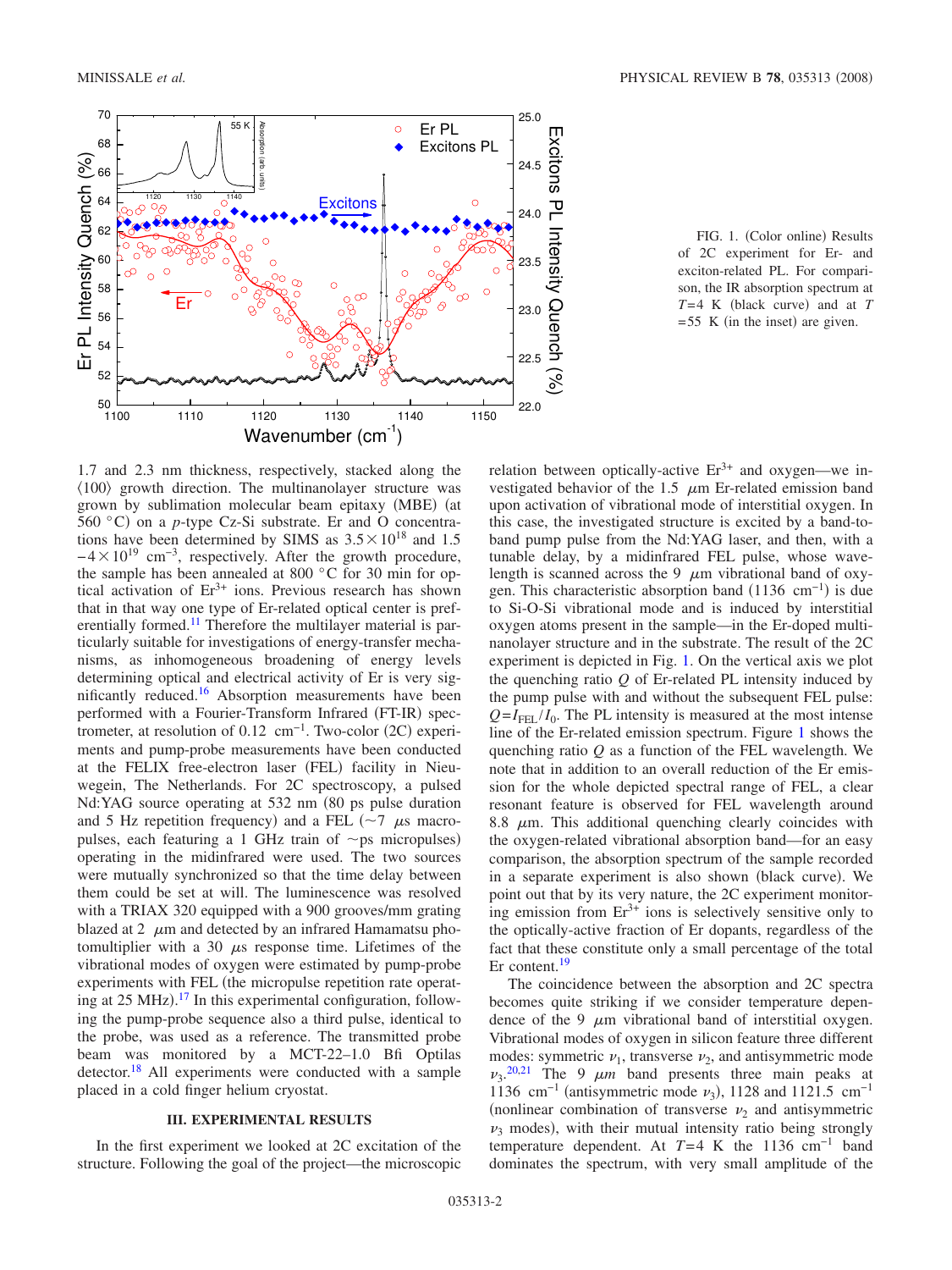FIG. 1. (Color online) Results of 2C experiment for Er- and exciton-related PL. For comparison, the IR absorption spectrum at $T=4$ K (black curve) and at $T=55$ K (in the inset) are given.

1.7 and 2.3 nm thickness, respectively, stacked along the ⟨100⟩ growth direction. The multinanolayer structure was grown by sublimation molecular beam epitaxy (MBE) (at 560 °C) on a $p$-type Cz-Si substrate. Er and O concentrations have been determined by SIMS as $3.5\times10^{18}$ and $1.5-4\times10^{19}$ cm$^{-3}$, respectively. After the growth procedure, the sample has been annealed at 800 °C for 30 min for optical activation of $Er^{3+}$ ions. Previous research has shown that in that way one type of Er-related optical center is preferentially formed.[11] Therefore the multilayer material is particularly suitable for investigations of energy-transfer mechanisms, as inhomogeneous broadening of energy levels determining optical and electrical activity of Er is very significantly reduced.[16] Absorption measurements have been performed with a Fourier-Transform Infrared (FT-IR) spectrometer, at resolution of 0.12 cm$^{-1}$. Two-color (2C) experiments and pump-probe measurements have been conducted at the FELIX free-electron laser (FEL) facility in Nieuwegein, The Netherlands. For 2C spectroscopy, a pulsed Nd:YAG source operating at 532 nm (80 ps pulse duration and 5 Hz repetition frequency) and a FEL (~7 $\mu$s macropulses, each featuring a 1 GHz train of ~ps micropulses) operating in the midinfrared were used. The two sources were mutually synchronized so that the time delay between them could be set at will. The luminescence was resolved with a TRIAX 320 equipped with a 900 grooves/mm grating blazed at 2 $\mu$m and detected by an infrared Hamamatsu photomultiplier with a 30 $\mu$s response time. Lifetimes of the vibrational modes of oxygen were estimated by pump-probe experiments with FEL (the micropulse repetition rate operating at 25 MHz).[17] In this experimental configuration, following the pump-probe sequence also a third pulse, identical to the probe, was used as a reference. The transmitted probe beam was monitored by a MCT-22–1.0 Bfi Optilas detector.[18] All experiments were conducted with a sample placed in a cold finger helium cryostat.

## III. EXPERIMENTAL RESULTS

In the first experiment we looked at 2C excitation of the structure. Following the goal of the project—the microscopic relation between optically-active $Er^{3+}$ and oxygen—we investigated behavior of the 1.5 $\mu$m Er-related emission band upon activation of vibrational mode of interstitial oxygen. In this case, the investigated structure is excited by a band-to-band pump pulse from the Nd:YAG laser, and then, with a tunable delay, by a midinfrared FEL pulse, whose wavelength is scanned across the 9 $\mu$m vibrational band of oxygen. This characteristic absorption band (1136 cm$^{-1}$) is due to Si-O-Si vibrational mode and is induced by interstitial oxygen atoms present in the sample—in the Er-doped multinanolayer structure and in the substrate. The result of the 2C experiment is depicted in Fig. 1. On the vertical axis we plot the quenching ratio $Q$ of Er-related PL intensity induced by the pump pulse with and without the subsequent FEL pulse: $Q=I_{\mathrm{FEL}}/I_0$. The PL intensity is measured at the most intense line of the Er-related emission spectrum. Figure 1 shows the quenching ratio $Q$ as a function of the FEL wavelength. We note that in addition to an overall reduction of the Er emission for the whole depicted spectral range of FEL, a clear resonant feature is observed for FEL wavelength around 8.8 $\mu$m. This additional quenching clearly coincides with the oxygen-related vibrational absorption band—for an easy comparison, the absorption spectrum of the sample recorded in a separate experiment is also shown (black curve). We point out that by its very nature, the 2C experiment monitoring emission from $Er^{3+}$ ions is selectively sensitive only to the optically-active fraction of Er dopants, regardless of the fact that these constitute only a small percentage of the total Er content.[19]

The coincidence between the absorption and 2C spectra becomes quite striking if we consider temperature dependence of the 9 $\mu$m vibrational band of interstitial oxygen. Vibrational modes of oxygen in silicon feature three different modes: symmetric $\nu_1$, transverse $\nu_2$, and antisymmetric mode $\nu_3$.[20,21] The 9 $\mu m$ band presents three main peaks at 1136 cm$^{-1}$ (antisymmetric mode $\nu_3$), 1128 and 1121.5 cm$^{-1}$ (nonlinear combination of transverse $\nu_2$ and antisymmetric $\nu_3$ modes), with their mutual intensity ratio being strongly temperature dependent. At $T=4$ K the 1136 cm$^{-1}$ band dominates the spectrum, with very small amplitude of the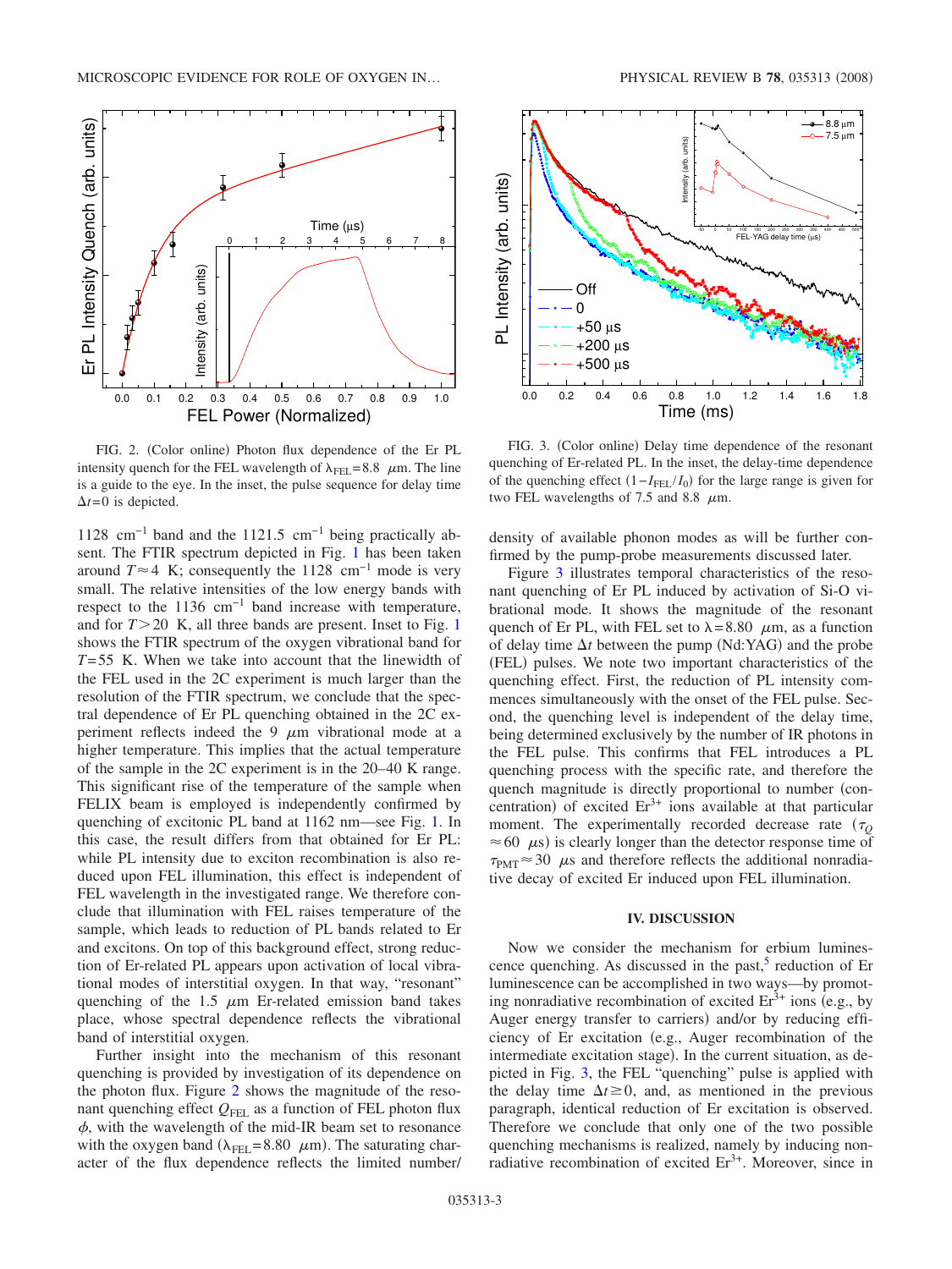FIG. 2. (Color online) Photon flux dependence of the Er PL intensity quench for the FEL wavelength of $\lambda_{FEL}=8.8$ $\mu$m. The line is a guide to the eye. In the inset, the pulse sequence for delay time $\Delta t=0$ is depicted.

FIG. 3. (Color online) Delay time dependence of the resonant quenching of Er-related PL. In the inset, the delay-time dependence of the quenching effect $(1-I_{FEL}/I_0)$ for the large range is given for two FEL wavelengths of 7.5 and 8.8 $\mu$m.

1128 cm$^{-1}$ band and the 1121.5 cm$^{-1}$ being practically absent. The FTIR spectrum depicted in Fig. 1 has been taken around $T\approx 4$ K; consequently the 1128 cm$^{-1}$ mode is very small. The relative intensities of the low energy bands with respect to the 1136 cm$^{-1}$ band increase with temperature, and for $T>20$ K, all three bands are present. Inset to Fig. 1 shows the FTIR spectrum of the oxygen vibrational band for $T=55$ K. When we take into account that the linewidth of the FEL used in the 2C experiment is much larger than the resolution of the FTIR spectrum, we conclude that the spectral dependence of Er PL quenching obtained in the 2C experiment reflects indeed the 9 $\mu$m vibrational mode at a higher temperature. This implies that the actual temperature of the sample in the 2C experiment is in the 20–40 K range. This significant rise of the temperature of the sample when FELIX beam is employed is independently confirmed by quenching of excitonic PL band at 1162 nm—see Fig. 1. In this case, the result differs from that obtained for Er PL: while PL intensity due to exciton recombination is also reduced upon FEL illumination, this effect is independent of FEL wavelength in the investigated range. We therefore conclude that illumination with FEL raises temperature of the sample, which leads to reduction of PL bands related to Er and excitons. On top of this background effect, strong reduction of Er-related PL appears upon activation of local vibrational modes of interstitial oxygen. In that way, "resonant" quenching of the 1.5 $\mu$m Er-related emission band takes place, whose spectral dependence reflects the vibrational band of interstitial oxygen.

Further insight into the mechanism of this resonant quenching is provided by investigation of its dependence on the photon flux. Figure 2 shows the magnitude of the resonant quenching effect $Q_{FEL}$ as a function of FEL photon flux $\phi$, with the wavelength of the mid-IR beam set to resonance with the oxygen band ($\lambda_{FEL}=8.80$ $\mu$m). The saturating character of the flux dependence reflects the limited number/density of available phonon modes as will be further confirmed by the pump-probe measurements discussed later.

Figure 3 illustrates temporal characteristics of the resonant quenching of Er PL induced by activation of Si-O vibrational mode. It shows the magnitude of the resonant quench of Er PL, with FEL set to $\lambda=8.80$ $\mu$m, as a function of delay time $\Delta t$ between the pump (Nd:YAG) and the probe (FEL) pulses. We note two important characteristics of the quenching effect. First, the reduction of PL intensity commences simultaneously with the onset of the FEL pulse. Second, the quenching level is independent of the delay time, being determined exclusively by the number of IR photons in the FEL pulse. This confirms that FEL introduces a PL quenching process with the specific rate, and therefore the quench magnitude is directly proportional to number (concentration) of excited $Er^{3+}$ ions available at that particular moment. The experimentally recorded decrease rate ($\tau_Q \approx 60$ $\mu$s) is clearly longer than the detector response time of $\tau_{PMT}\approx 30$ $\mu$s and therefore reflects the additional nonradiative decay of excited Er induced upon FEL illumination.

## IV. DISCUSSION

Now we consider the mechanism for erbium luminescence quenching. As discussed in the past,[5] reduction of Er luminescence can be accomplished in two ways—by promoting nonradiative recombination of excited $Er^{3+}$ ions (e.g., by Auger energy transfer to carriers) and/or by reducing efficiency of Er excitation (e.g., Auger recombination of the intermediate excitation stage). In the current situation, as depicted in Fig. 3, the FEL "quenching" pulse is applied with the delay time $\Delta t \geq 0$, and, as mentioned in the previous paragraph, identical reduction of Er excitation is observed. Therefore we conclude that only one of the two possible quenching mechanisms is realized, namely by inducing nonradiative recombination of excited $Er^{3+}$. Moreover, since in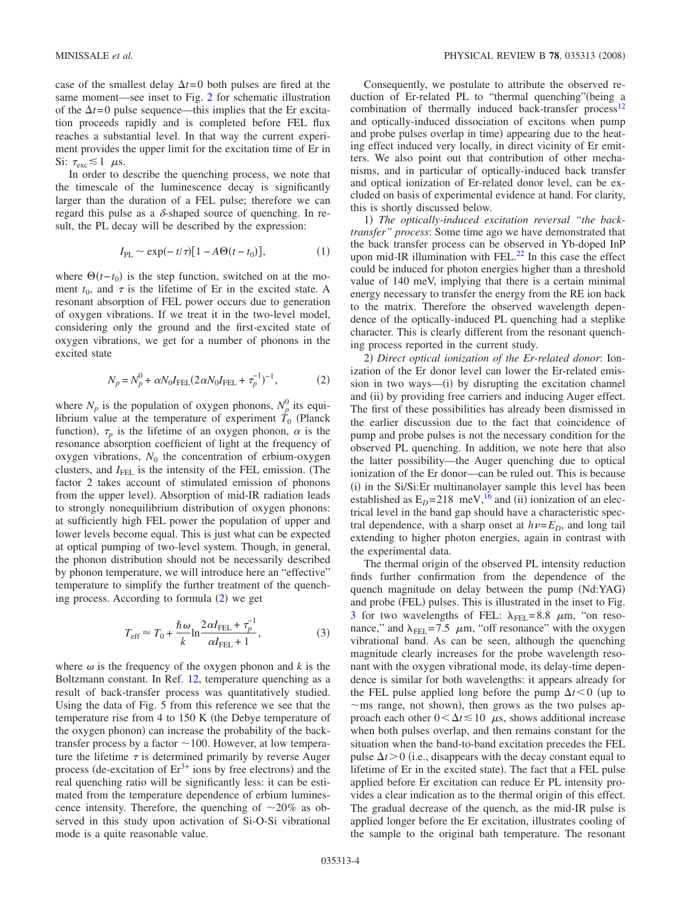case of the smallest delay $\Delta t=0$ both pulses are fired at the same moment—see inset to Fig. 2 for schematic illustration of the $\Delta t=0$ pulse sequence—this implies that the Er excitation proceeds rapidly and is completed before FEL flux reaches a substantial level. In that way the current experiment provides the upper limit for the excitation time of Er in Si: $\tau_{exc} \lesssim 1$ μs.

In order to describe the quenching process, we note that the timescale of the luminescence decay is significantly larger than the duration of a FEL pulse; therefore we can regard this pulse as a δ-shaped source of quenching. In result, the PL decay will be described by the expression:

$$I_{PL} \sim \exp(-t/\tau)[1 - A\Theta(t-t_0)], \tag{1}$$

where $\Theta(t-t_0)$ is the step function, switched on at the moment $t_0$, and $\tau$ is the lifetime of Er in the excited state. A resonant absorption of FEL power occurs due to generation of oxygen vibrations. If we treat it in the two-level model, considering only the ground and the first-excited state of oxygen vibrations, we get for a number of phonons in the excited state

$$N_p = N_p^0 + \alpha N_0 I_{FEL}(2\alpha N_0 I_{FEL} + \tau_p^{-1})^{-1}, \tag{2}$$

where $N_p$ is the population of oxygen phonons, $N_p^0$ its equilibrium value at the temperature of experiment $T_0$ (Planck function), $\tau_p$ is the lifetime of an oxygen phonon, $\alpha$ is the resonance absorption coefficient of light at the frequency of oxygen vibrations, $N_0$ the concentration of erbium-oxygen clusters, and $I_{FEL}$ is the intensity of the FEL emission. (The factor 2 takes account of stimulated emission of phonons from the upper level). Absorption of mid-IR radiation leads to strongly nonequilibrium distribution of oxygen phonons: at sufficiently high FEL power the population of upper and lower levels become equal. This is just what can be expected at optical pumping of two-level system. Though, in general, the phonon distribution should not be necessarily described by phonon temperature, we will introduce here an "effective" temperature to simplify the further treatment of the quenching process. According to formula (2) we get

$$T_{eff} \approx T_0 + \frac{\hbar\omega}{k}\ln\frac{2\alpha I_{FEL} + \tau_p^{-1}}{\alpha I_{FEL} + 1}, \tag{3}$$

where $\omega$ is the frequency of the oxygen phonon and $k$ is the Boltzmann constant. In Ref. 12, temperature quenching as a result of back-transfer process was quantitatively studied. Using the data of Fig. 5 from this reference we see that the temperature rise from 4 to 150 K (the Debye temperature of the oxygen phonon) can increase the probability of the back-transfer process by a factor ~100. However, at low temperature the lifetime $\tau$ is determined primarily by reverse Auger process (de-excitation of $Er^{3+}$ ions by free electrons) and the real quenching ratio will be significantly less: it can be estimated from the temperature dependence of erbium luminescence intensity. Therefore, the quenching of ~20% as observed in this study upon activation of Si-O-Si vibrational mode is a quite reasonable value.

Consequently, we postulate to attribute the observed reduction of Er-related PL to "thermal quenching"(being a combination of thermally induced back-transfer process[12] and optically-induced dissociation of excitons when pump and probe pulses overlap in time) appearing due to the heating effect induced very locally, in direct vicinity of Er emitters. We also point out that contribution of other mechanisms, and in particular of optically-induced back transfer and optical ionization of Er-related donor level, can be excluded on basis of experimental evidence at hand. For clarity, this is shortly discussed below.

1) *The optically-induced excitation reversal "the back-transfer" process*: Some time ago we have demonstrated that the back transfer process can be observed in Yb-doped InP upon mid-IR illumination with FEL.[22] In this case the effect could be induced for photon energies higher than a threshold value of 140 meV, implying that there is a certain minimal energy necessary to transfer the energy from the RE ion back to the matrix. Therefore the observed wavelength dependence of the optically-induced PL quenching had a steplike character. This is clearly different from the resonant quenching process reported in the current study.

2) *Direct optical ionization of the Er-related donor*: Ionization of the Er donor level can lower the Er-related emission in two ways—(i) by disrupting the excitation channel and (ii) by providing free carriers and inducing Auger effect. The first of these possibilities has already been dismissed in the earlier discussion due to the fact that coincidence of pump and probe pulses is not the necessary condition for the observed PL quenching. In addition, we note here that also the latter possibility—the Auger quenching due to optical ionization of the Er donor—can be ruled out. This is because (i) in the Si/Si:Er multinanolayer sample this level has been established as $E_D=218$ meV,[16] and (ii) ionization of an electrical level in the band gap should have a characteristic spectral dependence, with a sharp onset at $h\nu=E_D$, and long tail extending to higher photon energies, again in contrast with the experimental data.

The thermal origin of the observed PL intensity reduction finds further confirmation from the dependence of the quench magnitude on delay between the pump (Nd:YAG) and probe (FEL) pulses. This is illustrated in the inset to Fig. 3 for two wavelengths of FEL: $\lambda_{FEL}=8.8$ μm, "on resonance," and $\lambda_{FEL}=7.5$ μm, "off resonance" with the oxygen vibrational band. As can be seen, although the quenching magnitude clearly increases for the probe wavelength resonant with the oxygen vibrational mode, its delay-time dependence is similar for both wavelengths: it appears already for the FEL pulse applied long before the pump $\Delta t<0$ (up to ~ms range, not shown), then grows as the two pulses approach each other $0<\Delta t \lesssim 10$ μs, shows additional increase when both pulses overlap, and then remains constant for the situation when the band-to-band excitation precedes the FEL pulse $\Delta t>0$ (i.e., disappears with the decay constant equal to lifetime of Er in the excited state). The fact that a FEL pulse applied before Er excitation can reduce Er PL intensity provides a clear indication as to the thermal origin of this effect. The gradual decrease of the quench, as the mid-IR pulse is applied longer before the Er excitation, illustrates cooling of the sample to the original bath temperature. The resonant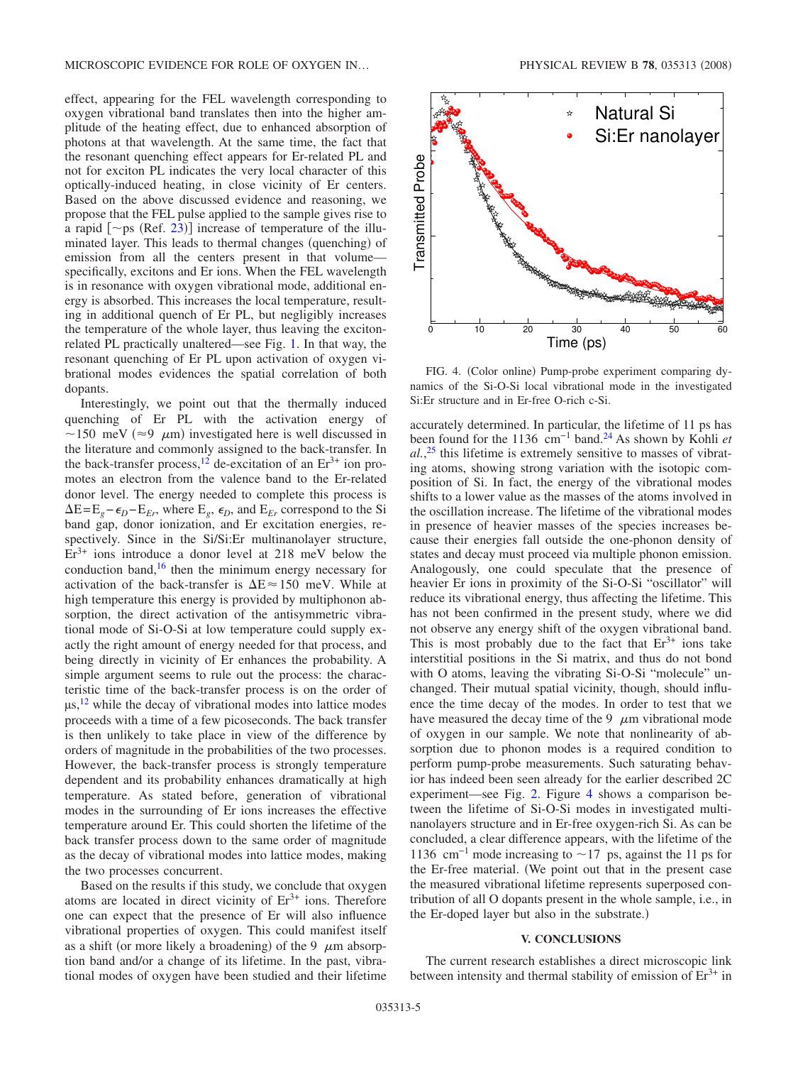effect, appearing for the FEL wavelength corresponding to oxygen vibrational band translates then into the higher amplitude of the heating effect, due to enhanced absorption of photons at that wavelength. At the same time, the fact that the resonant quenching effect appears for Er-related PL and not for exciton PL indicates the very local character of this optically-induced heating, in close vicinity of Er centers. Based on the above discussed evidence and reasoning, we propose that the FEL pulse applied to the sample gives rise to a rapid [~ps (Ref. 23)] increase of temperature of the illuminated layer. This leads to thermal changes (quenching) of emission from all the centers present in that volume—specifically, excitons and Er ions. When the FEL wavelength is in resonance with oxygen vibrational mode, additional energy is absorbed. This increases the local temperature, resulting in additional quench of Er PL, but negligibly increases the temperature of the whole layer, thus leaving the exciton-related PL practically unaltered—see Fig. 1. In that way, the resonant quenching of Er PL upon activation of oxygen vibrational modes evidences the spatial correlation of both dopants.

Interestingly, we point out that the thermally induced quenching of Er PL with the activation energy of ~150 meV (≈9 μm) investigated here is well discussed in the literature and commonly assigned to the back-transfer. In the back-transfer process,[12] de-excitation of an $Er^{3+}$ ion promotes an electron from the valence band to the Er-related donor level. The energy needed to complete this process is $\Delta E = E_g - \epsilon_D - E_{Er}$, where $E_g$, $\epsilon_D$, and $E_{Er}$ correspond to the Si band gap, donor ionization, and Er excitation energies, respectively. Since in the Si/Si:Er multinanolayer structure, $Er^{3+}$ ions introduce a donor level at 218 meV below the conduction band,[16] then the minimum energy necessary for activation of the back-transfer is $\Delta E \approx 150$ meV. While at high temperature this energy is provided by multiphonon absorption, the direct activation of the antisymmetric vibrational mode of Si-O-Si at low temperature could supply exactly the right amount of energy needed for that process, and being directly in vicinity of Er enhances the probability. A simple argument seems to rule out the process: the characteristic time of the back-transfer process is on the order of μs,[12] while the decay of vibrational modes into lattice modes proceeds with a time of a few picoseconds. The back transfer is then unlikely to take place in view of the difference by orders of magnitude in the probabilities of the two processes. However, the back-transfer process is strongly temperature dependent and its probability enhances dramatically at high temperature. As stated before, generation of vibrational modes in the surrounding of Er ions increases the effective temperature around Er. This could shorten the lifetime of the back transfer process down to the same order of magnitude as the decay of vibrational modes into lattice modes, making the two processes concurrent.

Based on the results if this study, we conclude that oxygen atoms are located in direct vicinity of $Er^{3+}$ ions. Therefore one can expect that the presence of Er will also influence vibrational properties of oxygen. This could manifest itself as a shift (or more likely a broadening) of the 9 μm absorption band and/or a change of its lifetime. In the past, vibrational modes of oxygen have been studied and their lifetime accurately determined. In particular, the lifetime of 11 ps has been found for the 1136 $cm^{-1}$ band.[24] As shown by Kohli *et al.*,[25] this lifetime is extremely sensitive to masses of vibrating atoms, showing strong variation with the isotopic composition of Si. In fact, the energy of the vibrational modes shifts to a lower value as the masses of the atoms involved in the oscillation increase. The lifetime of the vibrational modes in presence of heavier masses of the species increases because their energies fall outside the one-phonon density of states and decay must proceed via multiple phonon emission. Analogously, one could speculate that the presence of heavier Er ions in proximity of the Si-O-Si "oscillator" will reduce its vibrational energy, thus affecting the lifetime. This has not been confirmed in the present study, where we did not observe any energy shift of the oxygen vibrational band. This is most probably due to the fact that $Er^{3+}$ ions take interstitial positions in the Si matrix, and thus do not bond with O atoms, leaving the vibrating Si-O-Si "molecule" unchanged. Their mutual spatial vicinity, though, should influence the time decay of the modes. In order to test that we have measured the decay time of the 9 μm vibrational mode of oxygen in our sample. We note that nonlinearity of absorption due to phonon modes is a required condition to perform pump-probe measurements. Such saturating behavior has indeed been seen already for the earlier described 2C experiment—see Fig. 2. Figure 4 shows a comparison between the lifetime of Si-O-Si modes in investigated multinanolayers structure and in Er-free oxygen-rich Si. As can be concluded, a clear difference appears, with the lifetime of the 1136 $cm^{-1}$ mode increasing to ~17 ps, against the 11 ps for the Er-free material. (We point out that in the present case the measured vibrational lifetime represents superposed contribution of all O dopants present in the whole sample, i.e., in the Er-doped layer but also in the substrate.)

FIG. 4. (Color online) Pump-probe experiment comparing dynamics of the Si-O-Si local vibrational mode in the investigated Si:Er structure and in Er-free O-rich c-Si.

## V. CONCLUSIONS

The current research establishes a direct microscopic link between intensity and thermal stability of emission of $Er^{3+}$ in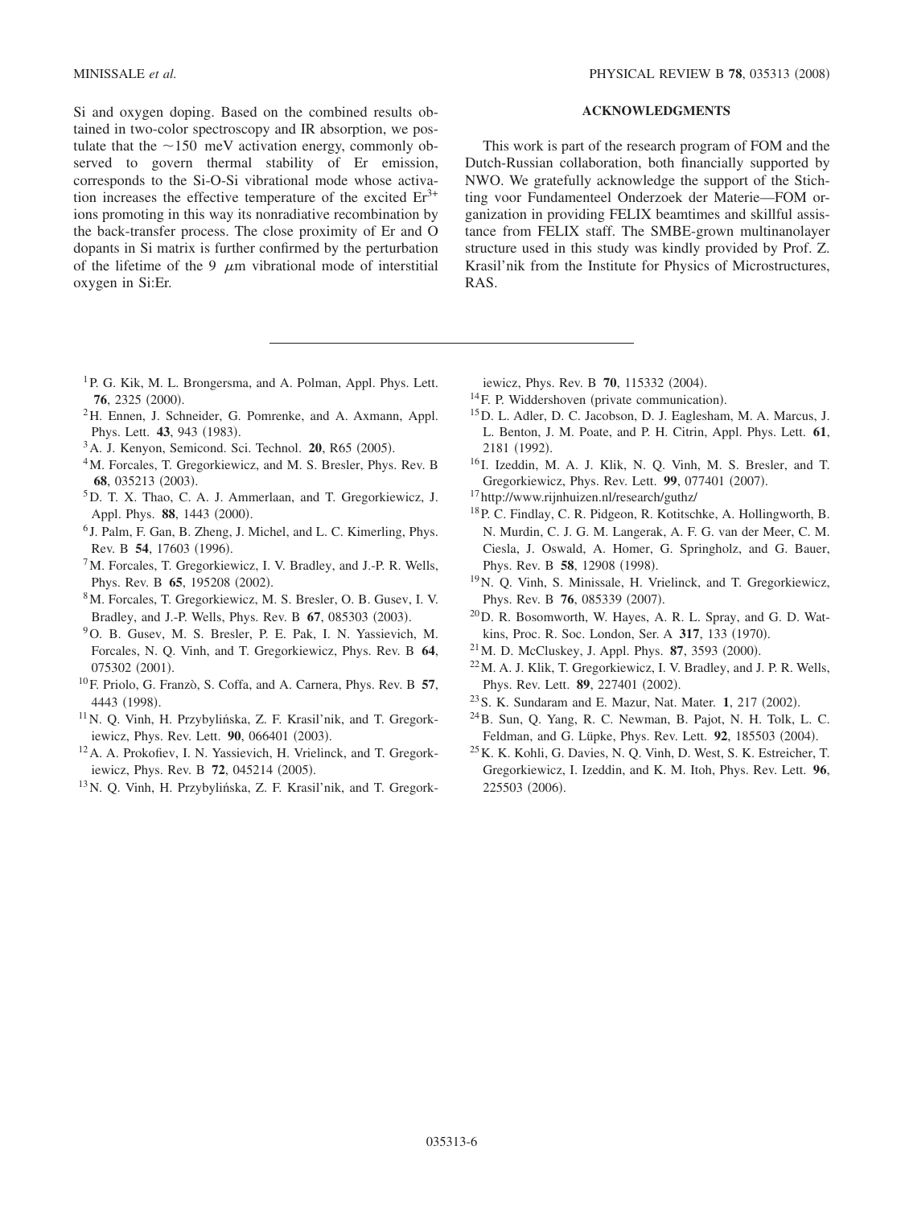Si and oxygen doping. Based on the combined results obtained in two-color spectroscopy and IR absorption, we postulate that the ~150 meV activation energy, commonly observed to govern thermal stability of Er emission, corresponds to the Si-O-Si vibrational mode whose activation increases the effective temperature of the excited $Er^{3+}$ ions promoting in this way its nonradiative recombination by the back-transfer process. The close proximity of Er and O dopants in Si matrix is further confirmed by the perturbation of the lifetime of the 9 μm vibrational mode of interstitial oxygen in Si:Er.

## ACKNOWLEDGMENTS

This work is part of the research program of FOM and the Dutch-Russian collaboration, both financially supported by NWO. We gratefully acknowledge the support of the Stichting voor Fundamenteel Onderzoek der Materie—FOM organization in providing FELIX beamtimes and skillful assistance from FELIX staff. The SMBE-grown multinanolayer structure used in this study was kindly provided by Prof. Z. Krasil'nik from the Institute for Physics of Microstructures, RAS.

---

[1] P. G. Kik, M. L. Brongersma, and A. Polman, Appl. Phys. Lett. **76**, 2325 (2000).

[2] H. Ennen, J. Schneider, G. Pomrenke, and A. Axmann, Appl. Phys. Lett. **43**, 943 (1983).

[3] A. J. Kenyon, Semicond. Sci. Technol. **20**, R65 (2005).

[4] M. Forcales, T. Gregorkiewicz, and M. S. Bresler, Phys. Rev. B **68**, 035213 (2003).

[5] D. T. X. Thao, C. A. J. Ammerlaan, and T. Gregorkiewicz, J. Appl. Phys. **88**, 1443 (2000).

[6] J. Palm, F. Gan, B. Zheng, J. Michel, and L. C. Kimerling, Phys. Rev. B **54**, 17603 (1996).

[7] M. Forcales, T. Gregorkiewicz, I. V. Bradley, and J.-P. R. Wells, Phys. Rev. B **65**, 195208 (2002).

[8] M. Forcales, T. Gregorkiewicz, M. S. Bresler, O. B. Gusev, I. V. Bradley, and J.-P. Wells, Phys. Rev. B **67**, 085303 (2003).

[9] O. B. Gusev, M. S. Bresler, P. E. Pak, I. N. Yassievich, M. Forcales, N. Q. Vinh, and T. Gregorkiewicz, Phys. Rev. B **64**, 075302 (2001).

[10] F. Priolo, G. Franzò, S. Coffa, and A. Carnera, Phys. Rev. B **57**, 4443 (1998).

[11] N. Q. Vinh, H. Przybylińska, Z. F. Krasil'nik, and T. Gregorkiewicz, Phys. Rev. Lett. **90**, 066401 (2003).

[12] A. A. Prokofiev, I. N. Yassievich, H. Vrielinck, and T. Gregorkiewicz, Phys. Rev. B **72**, 045214 (2005).

[13] N. Q. Vinh, H. Przybylińska, Z. F. Krasil'nik, and T. Gregorkiewicz, Phys. Rev. B **70**, 115332 (2004).

[14] F. P. Widdershoven (private communication).

[15] D. L. Adler, D. C. Jacobson, D. J. Eaglesham, M. A. Marcus, J. L. Benton, J. M. Poate, and P. H. Citrin, Appl. Phys. Lett. **61**, 2181 (1992).

[16] I. Izeddin, M. A. J. Klik, N. Q. Vinh, M. S. Bresler, and T. Gregorkiewicz, Phys. Rev. Lett. **99**, 077401 (2007).

[17] http://www.rijnhuizen.nl/research/guthz/

[18] P. C. Findlay, C. R. Pidgeon, R. Kotitschke, A. Hollingworth, B. N. Murdin, C. J. G. M. Langerak, A. F. G. van der Meer, C. M. Ciesla, J. Oswald, A. Homer, G. Springholz, and G. Bauer, Phys. Rev. B **58**, 12908 (1998).

[19] N. Q. Vinh, S. Minissale, H. Vrielinck, and T. Gregorkiewicz, Phys. Rev. B **76**, 085339 (2007).

[20] D. R. Bosomworth, W. Hayes, A. R. L. Spray, and G. D. Watkins, Proc. R. Soc. London, Ser. A **317**, 133 (1970).

[21] M. D. McCluskey, J. Appl. Phys. **87**, 3593 (2000).

[22] M. A. J. Klik, T. Gregorkiewicz, I. V. Bradley, and J. P. R. Wells, Phys. Rev. Lett. **89**, 227401 (2002).

[23] S. K. Sundaram and E. Mazur, Nat. Mater. **1**, 217 (2002).

[24] B. Sun, Q. Yang, R. C. Newman, B. Pajot, N. H. Tolk, L. C. Feldman, and G. Lüpke, Phys. Rev. Lett. **92**, 185503 (2004).

[25] K. K. Kohli, G. Davies, N. Q. Vinh, D. West, S. K. Estreicher, T. Gregorkiewicz, I. Izeddin, and K. M. Itoh, Phys. Rev. Lett. **96**, 225503 (2006).